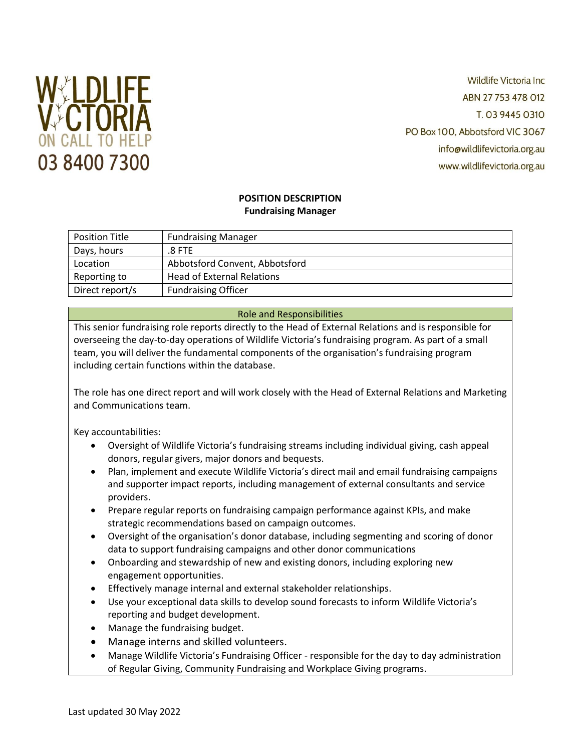WILDLIFE VICTORIA
ON CALL TO HELP
03 8400 7300

Wildlife Victoria Inc
ABN 27 753 478 012
T. 03 9445 0310
PO Box 100, Abbotsford VIC 3067
info@wildlifevictoria.org.au
www.wildlifevictoria.org.au

# POSITION DESCRIPTION
## Fundraising Manager

| Position Title | Fundraising Manager |
| --- | --- |
| Days, hours | .8 FTE |
| Location | Abbotsford Convent, Abbotsford |
| Reporting to | Head of External Relations |
| Direct report/s | Fundraising Officer |

### Role and Responsibilities

This senior fundraising role reports directly to the Head of External Relations and is responsible for overseeing the day-to-day operations of Wildlife Victoria's fundraising program. As part of a small team, you will deliver the fundamental components of the organisation's fundraising program including certain functions within the database.

The role has one direct report and will work closely with the Head of External Relations and Marketing and Communications team.

Key accountabilities:

- Oversight of Wildlife Victoria's fundraising streams including individual giving, cash appeal donors, regular givers, major donors and bequests.
- Plan, implement and execute Wildlife Victoria's direct mail and email fundraising campaigns and supporter impact reports, including management of external consultants and service providers.
- Prepare regular reports on fundraising campaign performance against KPIs, and make strategic recommendations based on campaign outcomes.
- Oversight of the organisation's donor database, including segmenting and scoring of donor data to support fundraising campaigns and other donor communications
- Onboarding and stewardship of new and existing donors, including exploring new engagement opportunities.
- Effectively manage internal and external stakeholder relationships.
- Use your exceptional data skills to develop sound forecasts to inform Wildlife Victoria's reporting and budget development.
- Manage the fundraising budget.
- Manage interns and skilled volunteers.
- Manage Wildlife Victoria's Fundraising Officer - responsible for the day to day administration of Regular Giving, Community Fundraising and Workplace Giving programs.

Last updated 30 May 2022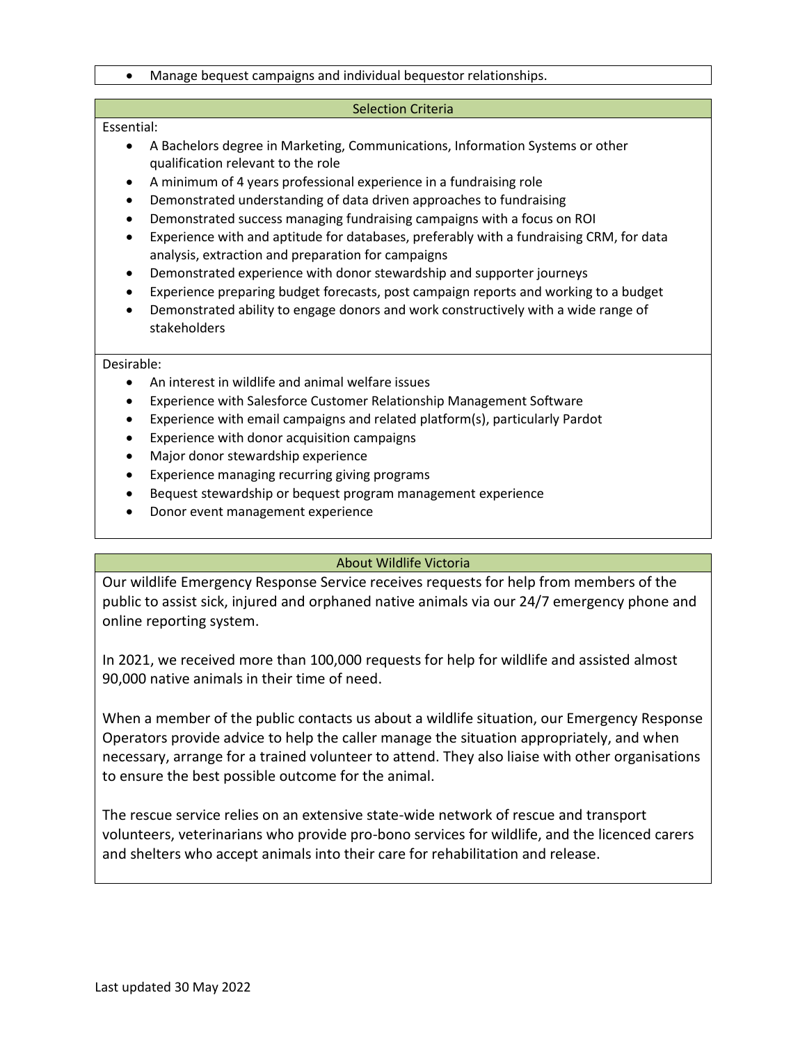- Manage bequest campaigns and individual bequestor relationships.

## Selection Criteria

Essential:

- A Bachelors degree in Marketing, Communications, Information Systems or other qualification relevant to the role
- A minimum of 4 years professional experience in a fundraising role
- Demonstrated understanding of data driven approaches to fundraising
- Demonstrated success managing fundraising campaigns with a focus on ROI
- Experience with and aptitude for databases, preferably with a fundraising CRM, for data analysis, extraction and preparation for campaigns
- Demonstrated experience with donor stewardship and supporter journeys
- Experience preparing budget forecasts, post campaign reports and working to a budget
- Demonstrated ability to engage donors and work constructively with a wide range of stakeholders

Desirable:

- An interest in wildlife and animal welfare issues
- Experience with Salesforce Customer Relationship Management Software
- Experience with email campaigns and related platform(s), particularly Pardot
- Experience with donor acquisition campaigns
- Major donor stewardship experience
- Experience managing recurring giving programs
- Bequest stewardship or bequest program management experience
- Donor event management experience

## About Wildlife Victoria

Our wildlife Emergency Response Service receives requests for help from members of the public to assist sick, injured and orphaned native animals via our 24/7 emergency phone and online reporting system.

In 2021, we received more than 100,000 requests for help for wildlife and assisted almost 90,000 native animals in their time of need.

When a member of the public contacts us about a wildlife situation, our Emergency Response Operators provide advice to help the caller manage the situation appropriately, and when necessary, arrange for a trained volunteer to attend. They also liaise with other organisations to ensure the best possible outcome for the animal.

The rescue service relies on an extensive state-wide network of rescue and transport volunteers, veterinarians who provide pro-bono services for wildlife, and the licenced carers and shelters who accept animals into their care for rehabilitation and release.

Last updated 30 May 2022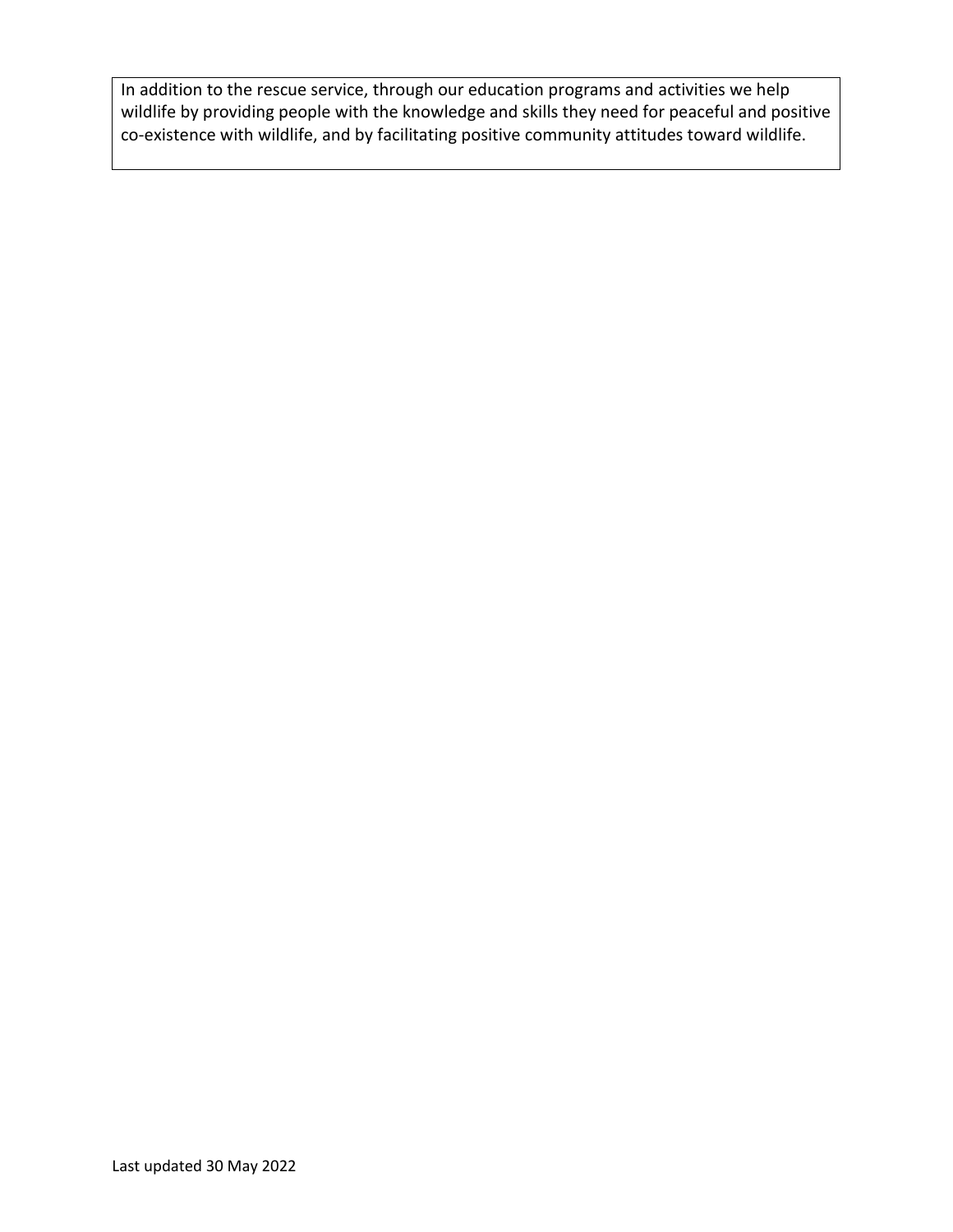In addition to the rescue service, through our education programs and activities we help wildlife by providing people with the knowledge and skills they need for peaceful and positive co-existence with wildlife, and by facilitating positive community attitudes toward wildlife.

Last updated 30 May 2022